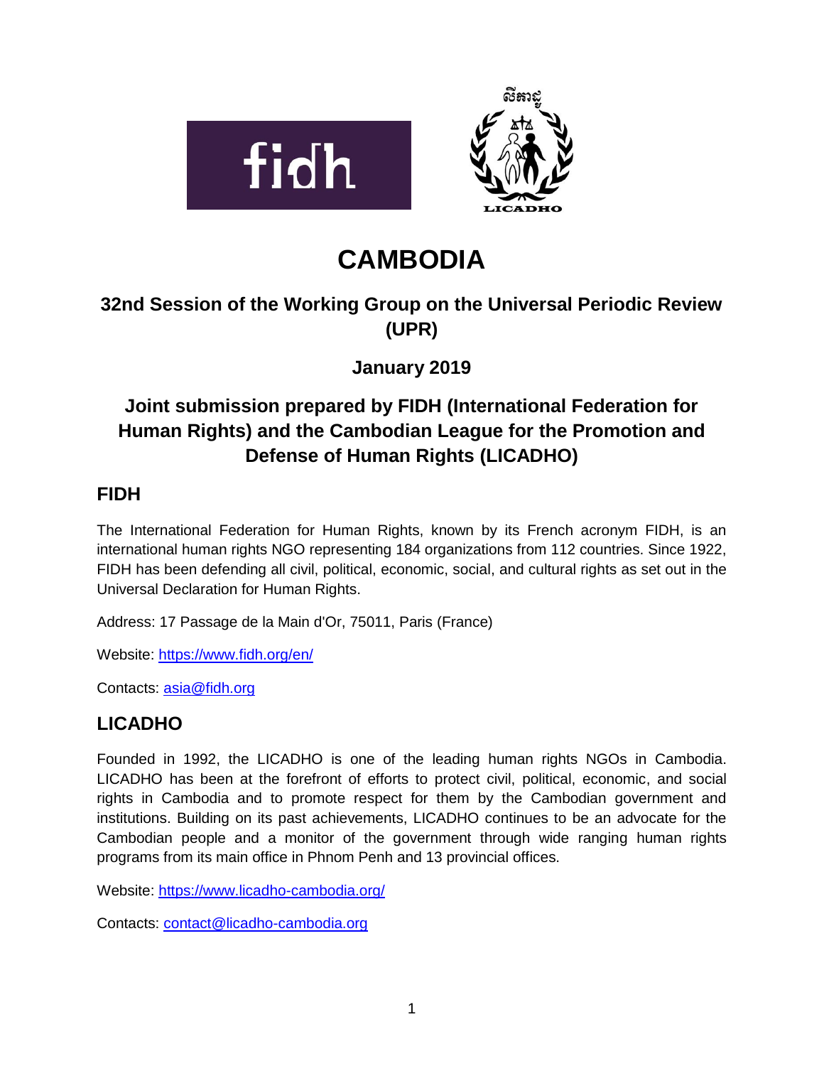# CAMBODIA

## 32nd Session of the Working Group on the Universal Periodic Review (UPR)

## January 2019

## Joint submission prepared by FIDH (International Federation for Human Rights) and the Cambodian League for the Promotion and Defense of Human Rights (LICADHO)

## FIDH

The International Federation for Human Rights, known by its French acronym FIDH, is an international human rights NGO representing 184 organizations from 112 countries. Since 1922, FIDH has been defending all civil, political, economic, social, and cultural rights as set out in the Universal Declaration for Human Rights.

Address: 17 Passage de la Main d'Or, 75011, Paris (France)

Website: https://www.fidh.org/en/

Contacts: asia@fidh.org

## LICADHO

Founded in 1992, the LICADHO is one of the leading human rights NGOs in Cambodia. LICADHO has been at the forefront of efforts to protect civil, political, economic, and social rights in Cambodia and to promote respect for them by the Cambodian government and institutions. Building on its past achievements, LICADHO continues to be an advocate for the Cambodian people and a monitor of the government through wide ranging human rights programs from its main office in Phnom Penh and 13 provincial offices.

Website: https://www.licadho-cambodia.org/

Contacts: contact@licadho-cambodia.org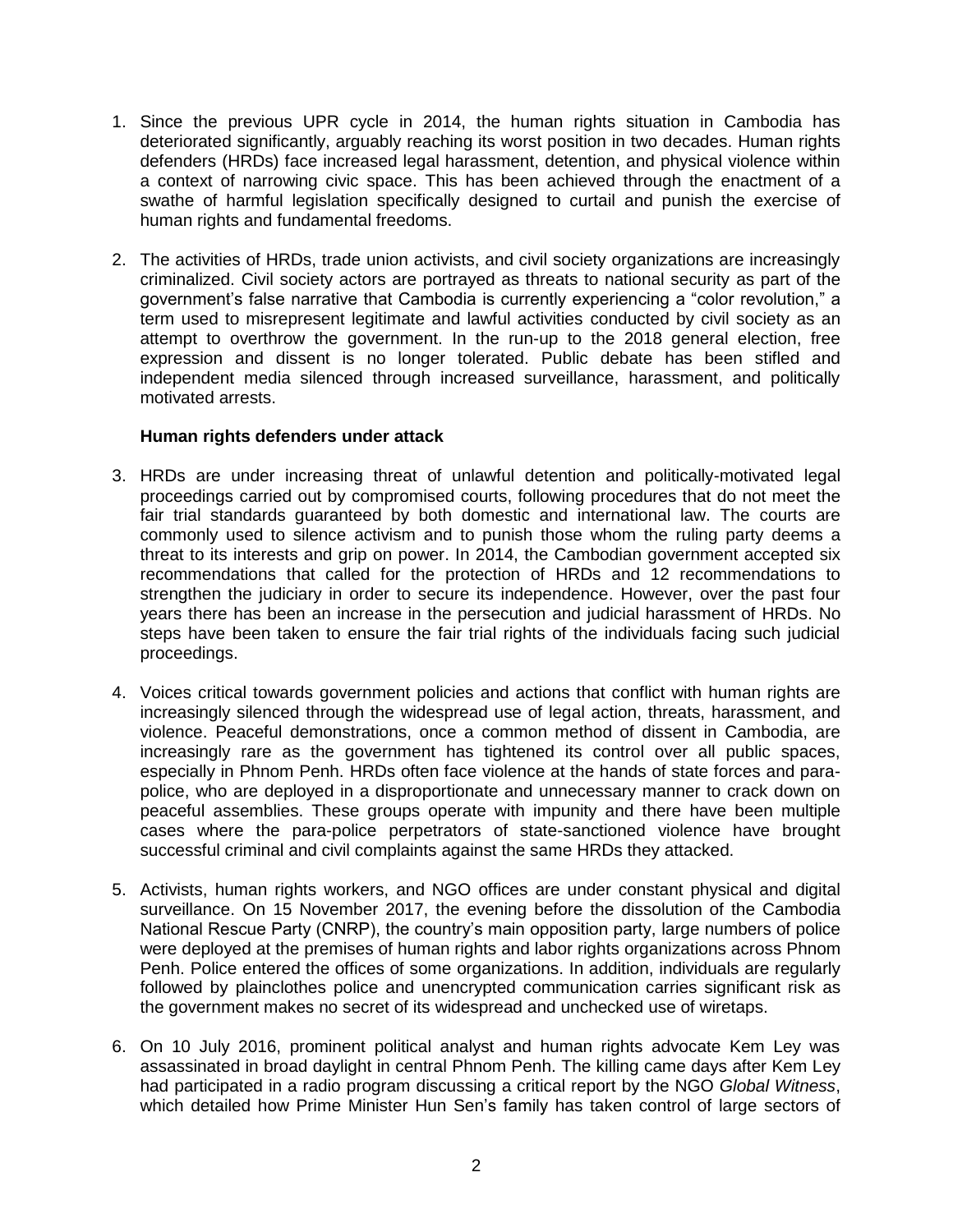1. Since the previous UPR cycle in 2014, the human rights situation in Cambodia has deteriorated significantly, arguably reaching its worst position in two decades. Human rights defenders (HRDs) face increased legal harassment, detention, and physical violence within a context of narrowing civic space. This has been achieved through the enactment of a swathe of harmful legislation specifically designed to curtail and punish the exercise of human rights and fundamental freedoms.

2. The activities of HRDs, trade union activists, and civil society organizations are increasingly criminalized. Civil society actors are portrayed as threats to national security as part of the government's false narrative that Cambodia is currently experiencing a "color revolution," a term used to misrepresent legitimate and lawful activities conducted by civil society as an attempt to overthrow the government. In the run-up to the 2018 general election, free expression and dissent is no longer tolerated. Public debate has been stifled and independent media silenced through increased surveillance, harassment, and politically motivated arrests.

**Human rights defenders under attack**

3. HRDs are under increasing threat of unlawful detention and politically-motivated legal proceedings carried out by compromised courts, following procedures that do not meet the fair trial standards guaranteed by both domestic and international law. The courts are commonly used to silence activism and to punish those whom the ruling party deems a threat to its interests and grip on power. In 2014, the Cambodian government accepted six recommendations that called for the protection of HRDs and 12 recommendations to strengthen the judiciary in order to secure its independence. However, over the past four years there has been an increase in the persecution and judicial harassment of HRDs. No steps have been taken to ensure the fair trial rights of the individuals facing such judicial proceedings.

4. Voices critical towards government policies and actions that conflict with human rights are increasingly silenced through the widespread use of legal action, threats, harassment, and violence. Peaceful demonstrations, once a common method of dissent in Cambodia, are increasingly rare as the government has tightened its control over all public spaces, especially in Phnom Penh. HRDs often face violence at the hands of state forces and para-police, who are deployed in a disproportionate and unnecessary manner to crack down on peaceful assemblies. These groups operate with impunity and there have been multiple cases where the para-police perpetrators of state-sanctioned violence have brought successful criminal and civil complaints against the same HRDs they attacked.

5. Activists, human rights workers, and NGO offices are under constant physical and digital surveillance. On 15 November 2017, the evening before the dissolution of the Cambodia National Rescue Party (CNRP), the country's main opposition party, large numbers of police were deployed at the premises of human rights and labor rights organizations across Phnom Penh. Police entered the offices of some organizations. In addition, individuals are regularly followed by plainclothes police and unencrypted communication carries significant risk as the government makes no secret of its widespread and unchecked use of wiretaps.

6. On 10 July 2016, prominent political analyst and human rights advocate Kem Ley was assassinated in broad daylight in central Phnom Penh. The killing came days after Kem Ley had participated in a radio program discussing a critical report by the NGO *Global Witness*, which detailed how Prime Minister Hun Sen's family has taken control of large sectors of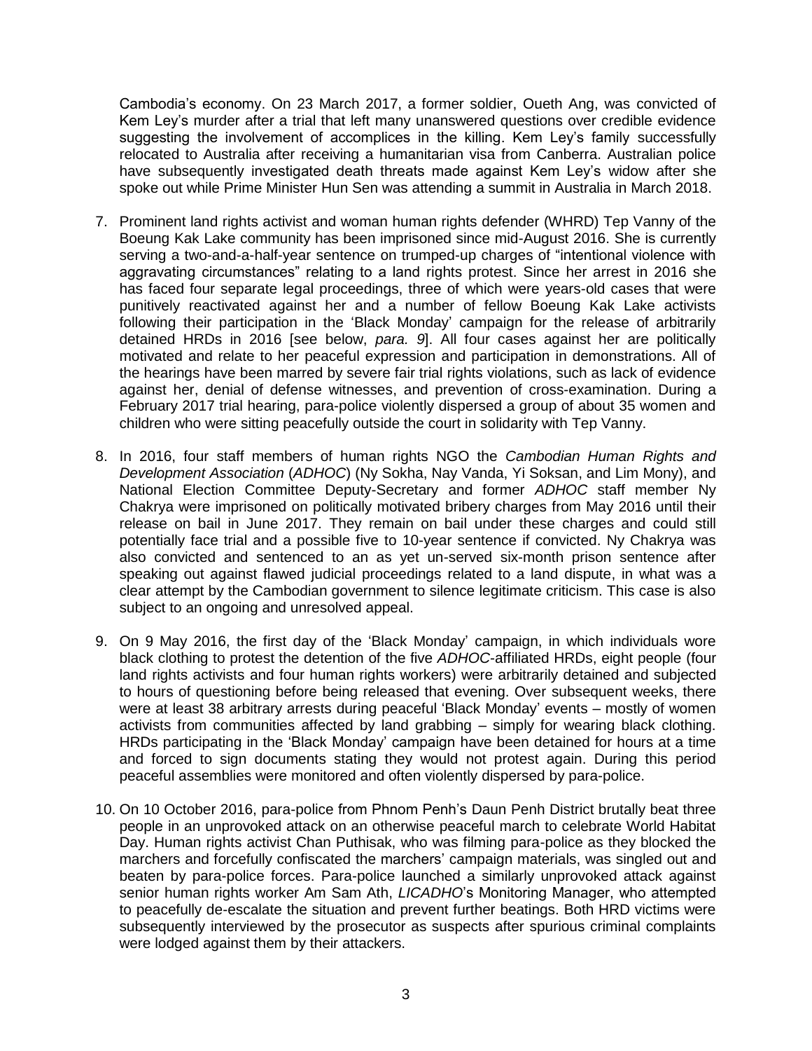Cambodia's economy. On 23 March 2017, a former soldier, Oueth Ang, was convicted of Kem Ley's murder after a trial that left many unanswered questions over credible evidence suggesting the involvement of accomplices in the killing. Kem Ley's family successfully relocated to Australia after receiving a humanitarian visa from Canberra. Australian police have subsequently investigated death threats made against Kem Ley's widow after she spoke out while Prime Minister Hun Sen was attending a summit in Australia in March 2018.

7. Prominent land rights activist and woman human rights defender (WHRD) Tep Vanny of the Boeung Kak Lake community has been imprisoned since mid-August 2016. She is currently serving a two-and-a-half-year sentence on trumped-up charges of "intentional violence with aggravating circumstances" relating to a land rights protest. Since her arrest in 2016 she has faced four separate legal proceedings, three of which were years-old cases that were punitively reactivated against her and a number of fellow Boeung Kak Lake activists following their participation in the 'Black Monday' campaign for the release of arbitrarily detained HRDs in 2016 [see below, *para. 9*]. All four cases against her are politically motivated and relate to her peaceful expression and participation in demonstrations. All of the hearings have been marred by severe fair trial rights violations, such as lack of evidence against her, denial of defense witnesses, and prevention of cross-examination. During a February 2017 trial hearing, para-police violently dispersed a group of about 35 women and children who were sitting peacefully outside the court in solidarity with Tep Vanny.

8. In 2016, four staff members of human rights NGO the *Cambodian Human Rights and Development Association* (*ADHOC*) (Ny Sokha, Nay Vanda, Yi Soksan, and Lim Mony), and National Election Committee Deputy-Secretary and former *ADHOC* staff member Ny Chakrya were imprisoned on politically motivated bribery charges from May 2016 until their release on bail in June 2017. They remain on bail under these charges and could still potentially face trial and a possible five to 10-year sentence if convicted. Ny Chakrya was also convicted and sentenced to an as yet un-served six-month prison sentence after speaking out against flawed judicial proceedings related to a land dispute, in what was a clear attempt by the Cambodian government to silence legitimate criticism. This case is also subject to an ongoing and unresolved appeal.

9. On 9 May 2016, the first day of the 'Black Monday' campaign, in which individuals wore black clothing to protest the detention of the five *ADHOC*-affiliated HRDs, eight people (four land rights activists and four human rights workers) were arbitrarily detained and subjected to hours of questioning before being released that evening. Over subsequent weeks, there were at least 38 arbitrary arrests during peaceful 'Black Monday' events – mostly of women activists from communities affected by land grabbing – simply for wearing black clothing. HRDs participating in the 'Black Monday' campaign have been detained for hours at a time and forced to sign documents stating they would not protest again. During this period peaceful assemblies were monitored and often violently dispersed by para-police.

10. On 10 October 2016, para-police from Phnom Penh's Daun Penh District brutally beat three people in an unprovoked attack on an otherwise peaceful march to celebrate World Habitat Day. Human rights activist Chan Puthisak, who was filming para-police as they blocked the marchers and forcefully confiscated the marchers' campaign materials, was singled out and beaten by para-police forces. Para-police launched a similarly unprovoked attack against senior human rights worker Am Sam Ath, *LICADHO*'s Monitoring Manager, who attempted to peacefully de-escalate the situation and prevent further beatings. Both HRD victims were subsequently interviewed by the prosecutor as suspects after spurious criminal complaints were lodged against them by their attackers.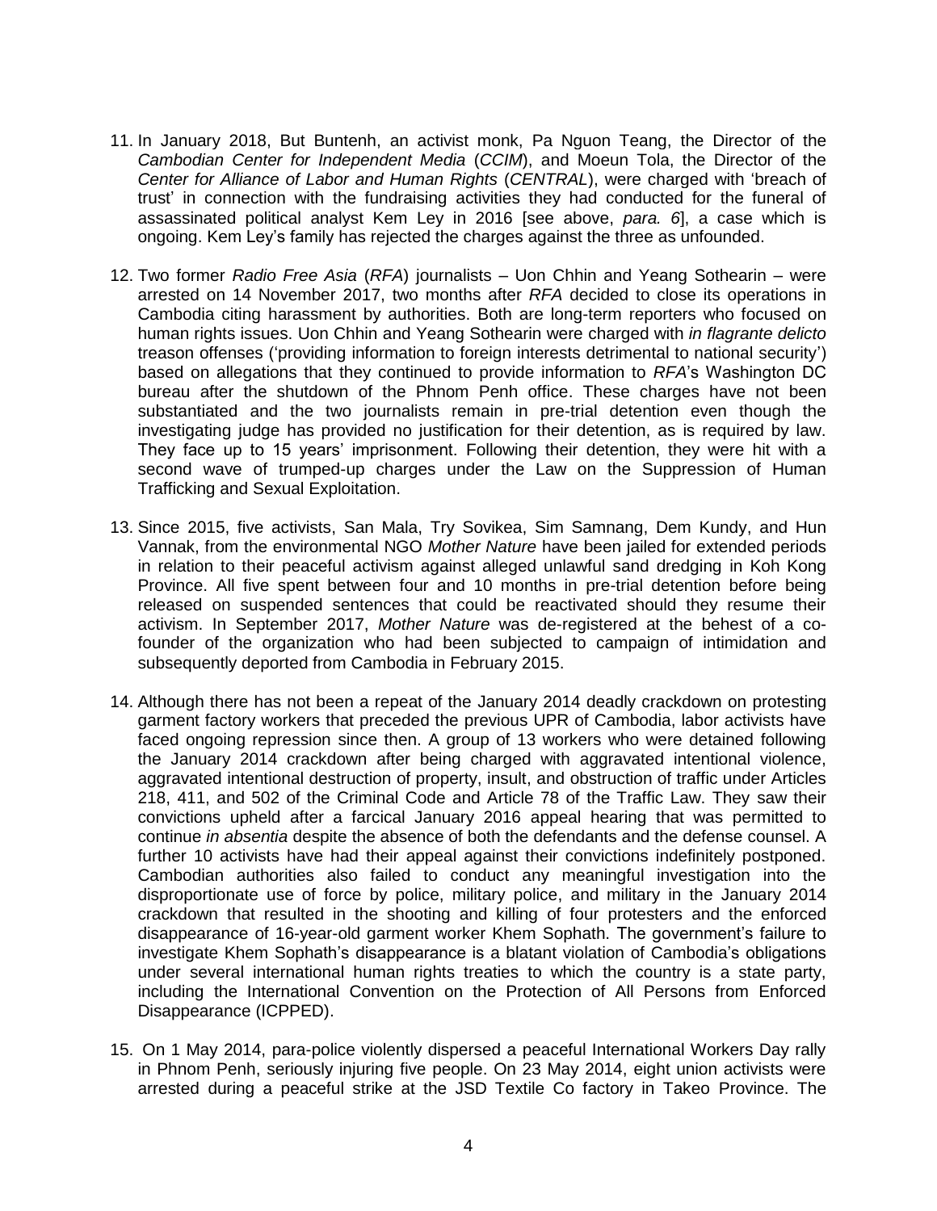11. In January 2018, But Buntenh, an activist monk, Pa Nguon Teang, the Director of the *Cambodian Center for Independent Media* (*CCIM*), and Moeun Tola, the Director of the *Center for Alliance of Labor and Human Rights* (*CENTRAL*), were charged with 'breach of trust' in connection with the fundraising activities they had conducted for the funeral of assassinated political analyst Kem Ley in 2016 [see above, *para. 6*], a case which is ongoing. Kem Ley's family has rejected the charges against the three as unfounded.

12. Two former *Radio Free Asia* (*RFA*) journalists – Uon Chhin and Yeang Sothearin – were arrested on 14 November 2017, two months after *RFA* decided to close its operations in Cambodia citing harassment by authorities. Both are long-term reporters who focused on human rights issues. Uon Chhin and Yeang Sothearin were charged with *in flagrante delicto* treason offenses ('providing information to foreign interests detrimental to national security') based on allegations that they continued to provide information to *RFA*'s Washington DC bureau after the shutdown of the Phnom Penh office. These charges have not been substantiated and the two journalists remain in pre-trial detention even though the investigating judge has provided no justification for their detention, as is required by law. They face up to 15 years' imprisonment. Following their detention, they were hit with a second wave of trumped-up charges under the Law on the Suppression of Human Trafficking and Sexual Exploitation.

13. Since 2015, five activists, San Mala, Try Sovikea, Sim Samnang, Dem Kundy, and Hun Vannak, from the environmental NGO *Mother Nature* have been jailed for extended periods in relation to their peaceful activism against alleged unlawful sand dredging in Koh Kong Province. All five spent between four and 10 months in pre-trial detention before being released on suspended sentences that could be reactivated should they resume their activism. In September 2017, *Mother Nature* was de-registered at the behest of a co-founder of the organization who had been subjected to campaign of intimidation and subsequently deported from Cambodia in February 2015.

14. Although there has not been a repeat of the January 2014 deadly crackdown on protesting garment factory workers that preceded the previous UPR of Cambodia, labor activists have faced ongoing repression since then. A group of 13 workers who were detained following the January 2014 crackdown after being charged with aggravated intentional violence, aggravated intentional destruction of property, insult, and obstruction of traffic under Articles 218, 411, and 502 of the Criminal Code and Article 78 of the Traffic Law. They saw their convictions upheld after a farcical January 2016 appeal hearing that was permitted to continue *in absentia* despite the absence of both the defendants and the defense counsel. A further 10 activists have had their appeal against their convictions indefinitely postponed. Cambodian authorities also failed to conduct any meaningful investigation into the disproportionate use of force by police, military police, and military in the January 2014 crackdown that resulted in the shooting and killing of four protesters and the enforced disappearance of 16-year-old garment worker Khem Sophath. The government's failure to investigate Khem Sophath's disappearance is a blatant violation of Cambodia's obligations under several international human rights treaties to which the country is a state party, including the International Convention on the Protection of All Persons from Enforced Disappearance (ICPPED).

15. On 1 May 2014, para-police violently dispersed a peaceful International Workers Day rally in Phnom Penh, seriously injuring five people. On 23 May 2014, eight union activists were arrested during a peaceful strike at the JSD Textile Co factory in Takeo Province. The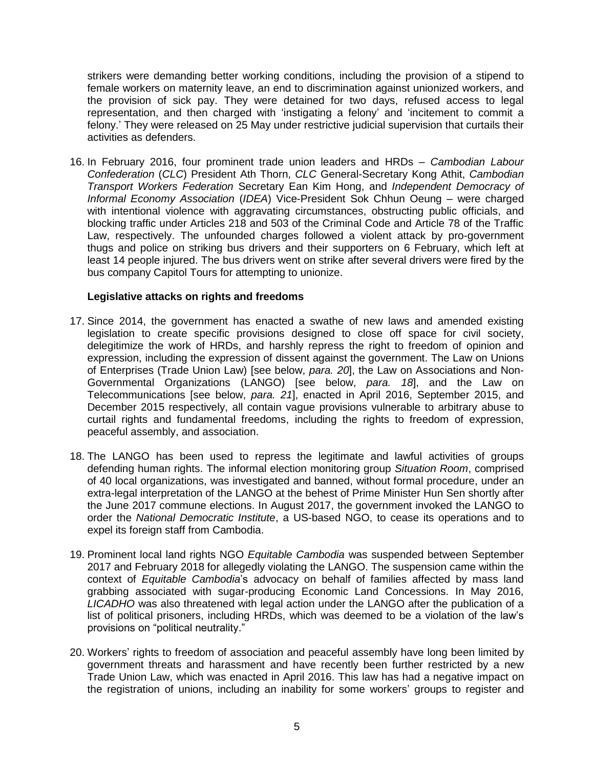strikers were demanding better working conditions, including the provision of a stipend to female workers on maternity leave, an end to discrimination against unionized workers, and the provision of sick pay. They were detained for two days, refused access to legal representation, and then charged with 'instigating a felony' and 'incitement to commit a felony.' They were released on 25 May under restrictive judicial supervision that curtails their activities as defenders.

16. In February 2016, four prominent trade union leaders and HRDs – *Cambodian Labour Confederation* (*CLC*) President Ath Thorn, *CLC* General-Secretary Kong Athit, *Cambodian Transport Workers Federation* Secretary Ean Kim Hong, and *Independent Democracy of Informal Economy Association* (*IDEA*) Vice-President Sok Chhun Oeung – were charged with intentional violence with aggravating circumstances, obstructing public officials, and blocking traffic under Articles 218 and 503 of the Criminal Code and Article 78 of the Traffic Law, respectively. The unfounded charges followed a violent attack by pro-government thugs and police on striking bus drivers and their supporters on 6 February, which left at least 14 people injured. The bus drivers went on strike after several drivers were fired by the bus company Capitol Tours for attempting to unionize.

**Legislative attacks on rights and freedoms**

17. Since 2014, the government has enacted a swathe of new laws and amended existing legislation to create specific provisions designed to close off space for civil society, delegitimize the work of HRDs, and harshly repress the right to freedom of opinion and expression, including the expression of dissent against the government. The Law on Unions of Enterprises (Trade Union Law) [see below, *para. 20*], the Law on Associations and Non-Governmental Organizations (LANGO) [see below, *para. 18*], and the Law on Telecommunications [see below, *para. 21*], enacted in April 2016, September 2015, and December 2015 respectively, all contain vague provisions vulnerable to arbitrary abuse to curtail rights and fundamental freedoms, including the rights to freedom of expression, peaceful assembly, and association.

18. The LANGO has been used to repress the legitimate and lawful activities of groups defending human rights. The informal election monitoring group *Situation Room*, comprised of 40 local organizations, was investigated and banned, without formal procedure, under an extra-legal interpretation of the LANGO at the behest of Prime Minister Hun Sen shortly after the June 2017 commune elections. In August 2017, the government invoked the LANGO to order the *National Democratic Institute*, a US-based NGO, to cease its operations and to expel its foreign staff from Cambodia.

19. Prominent local land rights NGO *Equitable Cambodia* was suspended between September 2017 and February 2018 for allegedly violating the LANGO. The suspension came within the context of *Equitable Cambodia*'s advocacy on behalf of families affected by mass land grabbing associated with sugar-producing Economic Land Concessions. In May 2016, *LICADHO* was also threatened with legal action under the LANGO after the publication of a list of political prisoners, including HRDs, which was deemed to be a violation of the law's provisions on "political neutrality."

20. Workers' rights to freedom of association and peaceful assembly have long been limited by government threats and harassment and have recently been further restricted by a new Trade Union Law, which was enacted in April 2016. This law has had a negative impact on the registration of unions, including an inability for some workers' groups to register and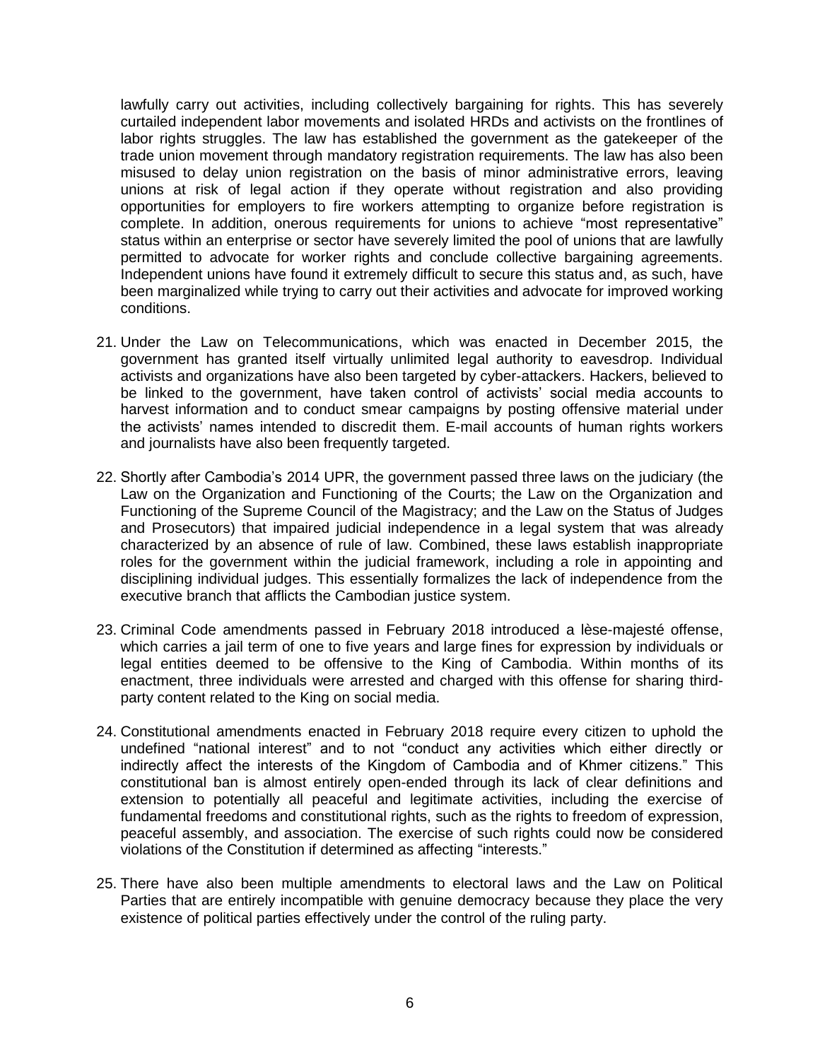lawfully carry out activities, including collectively bargaining for rights. This has severely curtailed independent labor movements and isolated HRDs and activists on the frontlines of labor rights struggles. The law has established the government as the gatekeeper of the trade union movement through mandatory registration requirements. The law has also been misused to delay union registration on the basis of minor administrative errors, leaving unions at risk of legal action if they operate without registration and also providing opportunities for employers to fire workers attempting to organize before registration is complete. In addition, onerous requirements for unions to achieve "most representative" status within an enterprise or sector have severely limited the pool of unions that are lawfully permitted to advocate for worker rights and conclude collective bargaining agreements. Independent unions have found it extremely difficult to secure this status and, as such, have been marginalized while trying to carry out their activities and advocate for improved working conditions.

21. Under the Law on Telecommunications, which was enacted in December 2015, the government has granted itself virtually unlimited legal authority to eavesdrop. Individual activists and organizations have also been targeted by cyber-attackers. Hackers, believed to be linked to the government, have taken control of activists' social media accounts to harvest information and to conduct smear campaigns by posting offensive material under the activists' names intended to discredit them. E-mail accounts of human rights workers and journalists have also been frequently targeted.

22. Shortly after Cambodia's 2014 UPR, the government passed three laws on the judiciary (the Law on the Organization and Functioning of the Courts; the Law on the Organization and Functioning of the Supreme Council of the Magistracy; and the Law on the Status of Judges and Prosecutors) that impaired judicial independence in a legal system that was already characterized by an absence of rule of law. Combined, these laws establish inappropriate roles for the government within the judicial framework, including a role in appointing and disciplining individual judges. This essentially formalizes the lack of independence from the executive branch that afflicts the Cambodian justice system.

23. Criminal Code amendments passed in February 2018 introduced a lèse-majesté offense, which carries a jail term of one to five years and large fines for expression by individuals or legal entities deemed to be offensive to the King of Cambodia. Within months of its enactment, three individuals were arrested and charged with this offense for sharing third-party content related to the King on social media.

24. Constitutional amendments enacted in February 2018 require every citizen to uphold the undefined "national interest" and to not "conduct any activities which either directly or indirectly affect the interests of the Kingdom of Cambodia and of Khmer citizens." This constitutional ban is almost entirely open-ended through its lack of clear definitions and extension to potentially all peaceful and legitimate activities, including the exercise of fundamental freedoms and constitutional rights, such as the rights to freedom of expression, peaceful assembly, and association. The exercise of such rights could now be considered violations of the Constitution if determined as affecting "interests."

25. There have also been multiple amendments to electoral laws and the Law on Political Parties that are entirely incompatible with genuine democracy because they place the very existence of political parties effectively under the control of the ruling party.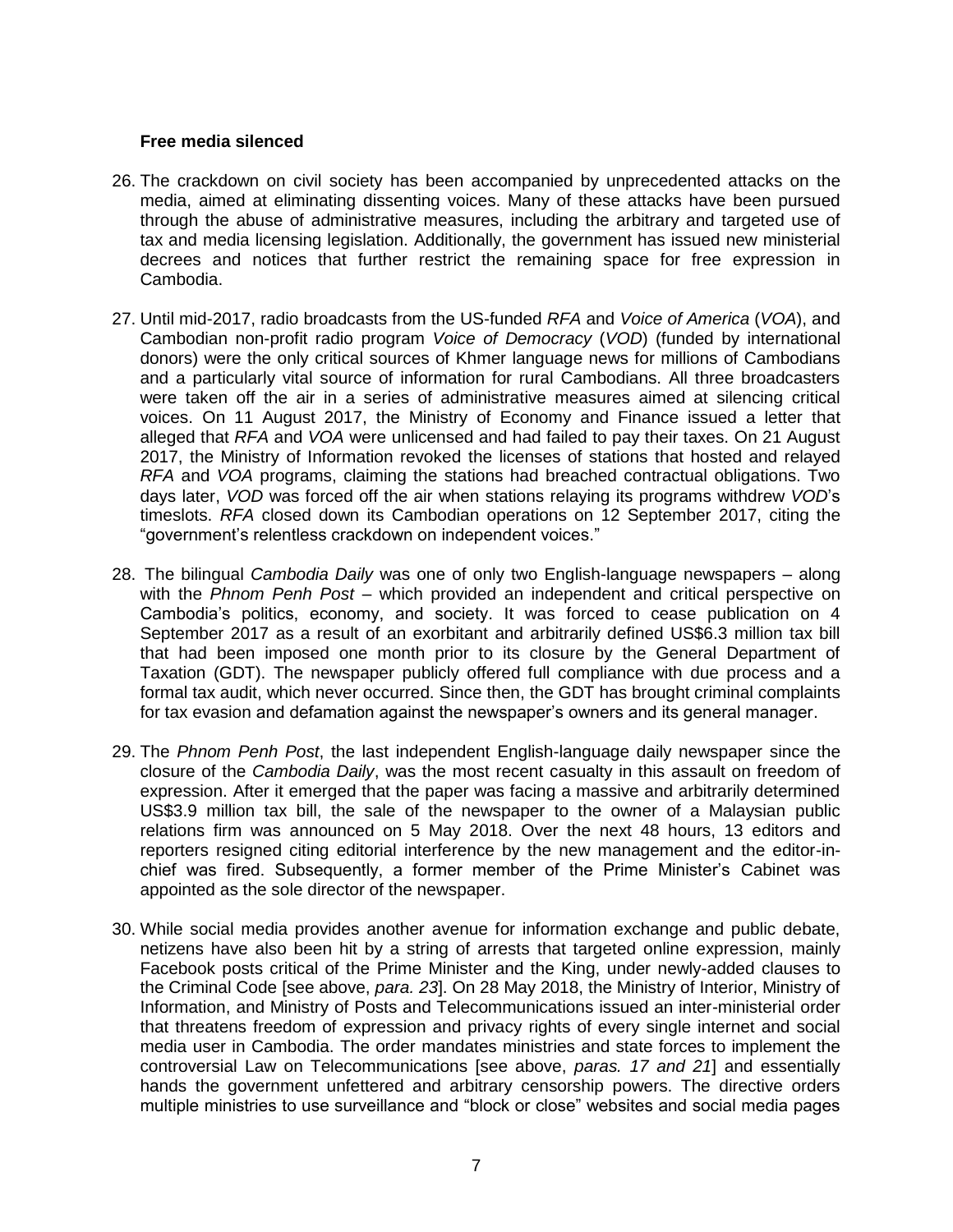**Free media silenced**

26. The crackdown on civil society has been accompanied by unprecedented attacks on the media, aimed at eliminating dissenting voices. Many of these attacks have been pursued through the abuse of administrative measures, including the arbitrary and targeted use of tax and media licensing legislation. Additionally, the government has issued new ministerial decrees and notices that further restrict the remaining space for free expression in Cambodia.

27. Until mid-2017, radio broadcasts from the US-funded *RFA* and *Voice of America* (*VOA*), and Cambodian non-profit radio program *Voice of Democracy* (*VOD*) (funded by international donors) were the only critical sources of Khmer language news for millions of Cambodians and a particularly vital source of information for rural Cambodians. All three broadcasters were taken off the air in a series of administrative measures aimed at silencing critical voices. On 11 August 2017, the Ministry of Economy and Finance issued a letter that alleged that *RFA* and *VOA* were unlicensed and had failed to pay their taxes. On 21 August 2017, the Ministry of Information revoked the licenses of stations that hosted and relayed *RFA* and *VOA* programs, claiming the stations had breached contractual obligations. Two days later, *VOD* was forced off the air when stations relaying its programs withdrew *VOD*'s timeslots. *RFA* closed down its Cambodian operations on 12 September 2017, citing the "government's relentless crackdown on independent voices."

28. The bilingual *Cambodia Daily* was one of only two English-language newspapers – along with the *Phnom Penh Post* – which provided an independent and critical perspective on Cambodia's politics, economy, and society. It was forced to cease publication on 4 September 2017 as a result of an exorbitant and arbitrarily defined US$6.3 million tax bill that had been imposed one month prior to its closure by the General Department of Taxation (GDT). The newspaper publicly offered full compliance with due process and a formal tax audit, which never occurred. Since then, the GDT has brought criminal complaints for tax evasion and defamation against the newspaper's owners and its general manager.

29. The *Phnom Penh Post*, the last independent English-language daily newspaper since the closure of the *Cambodia Daily*, was the most recent casualty in this assault on freedom of expression. After it emerged that the paper was facing a massive and arbitrarily determined US$3.9 million tax bill, the sale of the newspaper to the owner of a Malaysian public relations firm was announced on 5 May 2018. Over the next 48 hours, 13 editors and reporters resigned citing editorial interference by the new management and the editor-in-chief was fired. Subsequently, a former member of the Prime Minister's Cabinet was appointed as the sole director of the newspaper.

30. While social media provides another avenue for information exchange and public debate, netizens have also been hit by a string of arrests that targeted online expression, mainly Facebook posts critical of the Prime Minister and the King, under newly-added clauses to the Criminal Code [see above, *para. 23*]. On 28 May 2018, the Ministry of Interior, Ministry of Information, and Ministry of Posts and Telecommunications issued an inter-ministerial order that threatens freedom of expression and privacy rights of every single internet and social media user in Cambodia. The order mandates ministries and state forces to implement the controversial Law on Telecommunications [see above, *paras. 17 and 21*] and essentially hands the government unfettered and arbitrary censorship powers. The directive orders multiple ministries to use surveillance and "block or close" websites and social media pages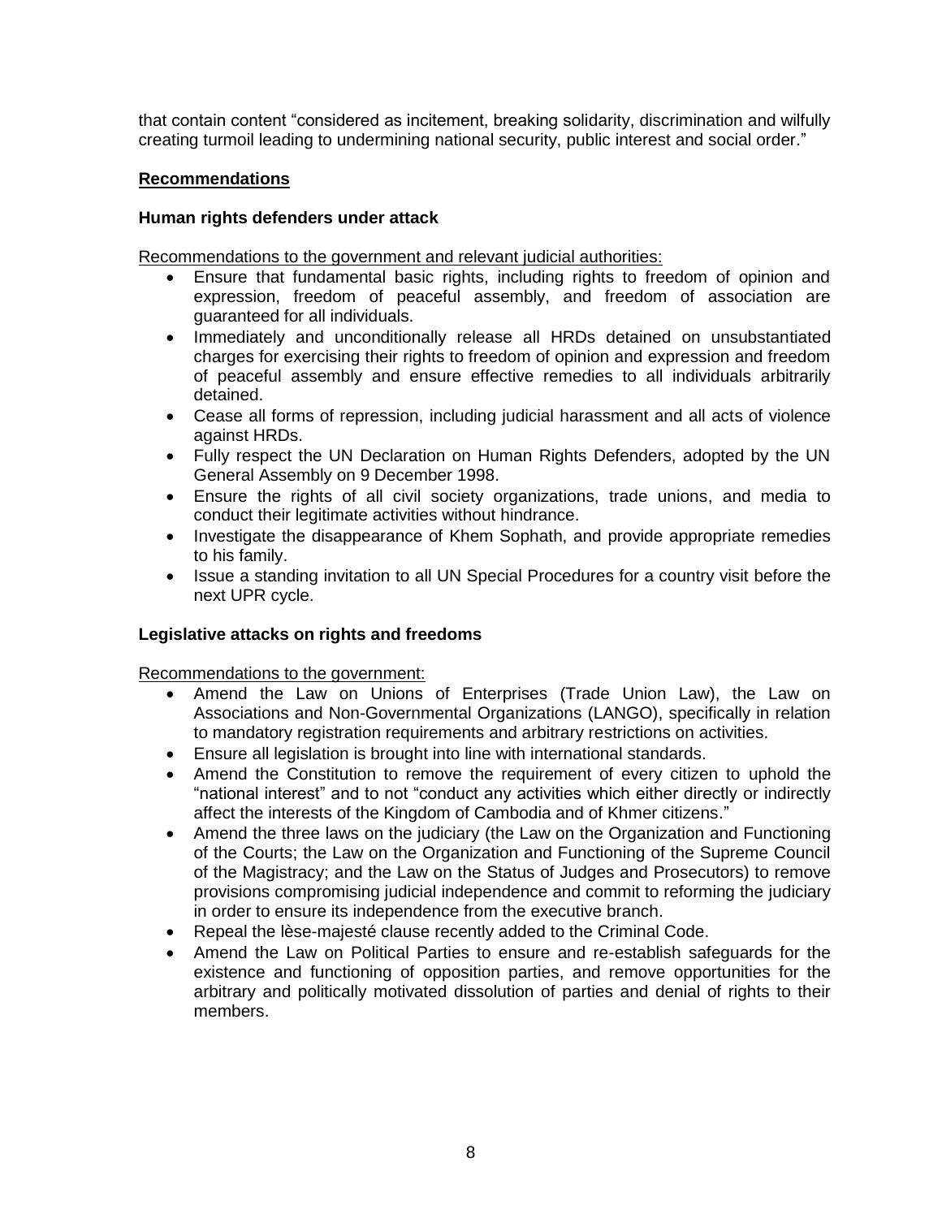that contain content "considered as incitement, breaking solidarity, discrimination and wilfully creating turmoil leading to undermining national security, public interest and social order."

## Recommendations

### Human rights defenders under attack

Recommendations to the government and relevant judicial authorities:

- Ensure that fundamental basic rights, including rights to freedom of opinion and expression, freedom of peaceful assembly, and freedom of association are guaranteed for all individuals.
- Immediately and unconditionally release all HRDs detained on unsubstantiated charges for exercising their rights to freedom of opinion and expression and freedom of peaceful assembly and ensure effective remedies to all individuals arbitrarily detained.
- Cease all forms of repression, including judicial harassment and all acts of violence against HRDs.
- Fully respect the UN Declaration on Human Rights Defenders, adopted by the UN General Assembly on 9 December 1998.
- Ensure the rights of all civil society organizations, trade unions, and media to conduct their legitimate activities without hindrance.
- Investigate the disappearance of Khem Sophath, and provide appropriate remedies to his family.
- Issue a standing invitation to all UN Special Procedures for a country visit before the next UPR cycle.

### Legislative attacks on rights and freedoms

Recommendations to the government:

- Amend the Law on Unions of Enterprises (Trade Union Law), the Law on Associations and Non-Governmental Organizations (LANGO), specifically in relation to mandatory registration requirements and arbitrary restrictions on activities.
- Ensure all legislation is brought into line with international standards.
- Amend the Constitution to remove the requirement of every citizen to uphold the "national interest" and to not "conduct any activities which either directly or indirectly affect the interests of the Kingdom of Cambodia and of Khmer citizens."
- Amend the three laws on the judiciary (the Law on the Organization and Functioning of the Courts; the Law on the Organization and Functioning of the Supreme Council of the Magistracy; and the Law on the Status of Judges and Prosecutors) to remove provisions compromising judicial independence and commit to reforming the judiciary in order to ensure its independence from the executive branch.
- Repeal the lèse-majesté clause recently added to the Criminal Code.
- Amend the Law on Political Parties to ensure and re-establish safeguards for the existence and functioning of opposition parties, and remove opportunities for the arbitrary and politically motivated dissolution of parties and denial of rights to their members.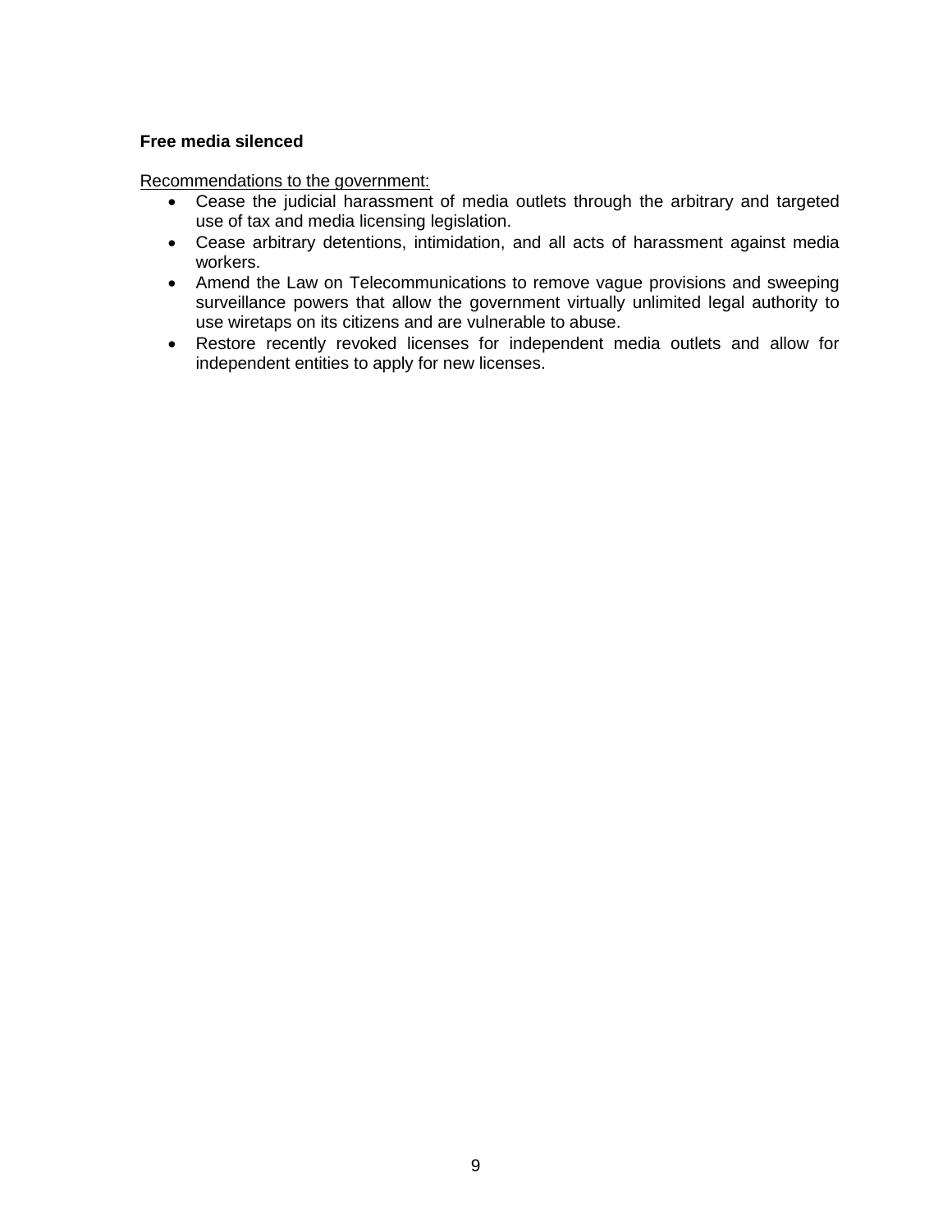**Free media silenced**

Recommendations to the government:

- Cease the judicial harassment of media outlets through the arbitrary and targeted use of tax and media licensing legislation.
- Cease arbitrary detentions, intimidation, and all acts of harassment against media workers.
- Amend the Law on Telecommunications to remove vague provisions and sweeping surveillance powers that allow the government virtually unlimited legal authority to use wiretaps on its citizens and are vulnerable to abuse.
- Restore recently revoked licenses for independent media outlets and allow for independent entities to apply for new licenses.